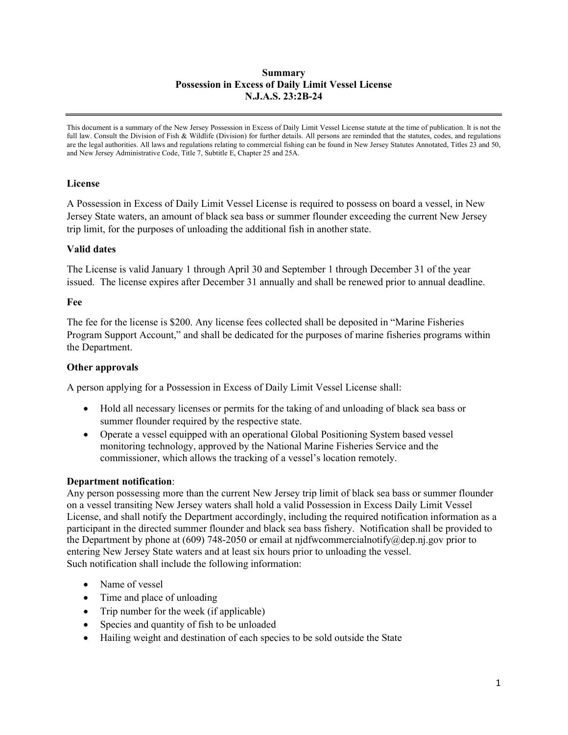**Summary**
**Possession in Excess of Daily Limit Vessel License**
**N.J.A.S. 23:2B-24**

---

This document is a summary of the New Jersey Possession in Excess of Daily Limit Vessel License statute at the time of publication. It is not the full law. Consult the Division of Fish & Wildlife (Division) for further details. All persons are reminded that the statutes, codes, and regulations are the legal authorities. All laws and regulations relating to commercial fishing can be found in New Jersey Statutes Annotated, Titles 23 and 50, and New Jersey Administrative Code, Title 7, Subtitle E, Chapter 25 and 25A.

### License

A Possession in Excess of Daily Limit Vessel License is required to possess on board a vessel, in New Jersey State waters, an amount of black sea bass or summer flounder exceeding the current New Jersey trip limit, for the purposes of unloading the additional fish in another state.

### Valid dates

The License is valid January 1 through April 30 and September 1 through December 31 of the year issued. The license expires after December 31 annually and shall be renewed prior to annual deadline.

### Fee

The fee for the license is $200. Any license fees collected shall be deposited in "Marine Fisheries Program Support Account," and shall be dedicated for the purposes of marine fisheries programs within the Department.

### Other approvals

A person applying for a Possession in Excess of Daily Limit Vessel License shall:

- Hold all necessary licenses or permits for the taking of and unloading of black sea bass or summer flounder required by the respective state.
- Operate a vessel equipped with an operational Global Positioning System based vessel monitoring technology, approved by the National Marine Fisheries Service and the commissioner, which allows the tracking of a vessel's location remotely.

### Department notification:

Any person possessing more than the current New Jersey trip limit of black sea bass or summer flounder on a vessel transiting New Jersey waters shall hold a valid Possession in Excess Daily Limit Vessel License, and shall notify the Department accordingly, including the required notification information as a participant in the directed summer flounder and black sea bass fishery. Notification shall be provided to the Department by phone at (609) 748-2050 or email at njdfwcommercialnotify@dep.nj.gov prior to entering New Jersey State waters and at least six hours prior to unloading the vessel.
Such notification shall include the following information:

- Name of vessel
- Time and place of unloading
- Trip number for the week (if applicable)
- Species and quantity of fish to be unloaded
- Hailing weight and destination of each species to be sold outside the State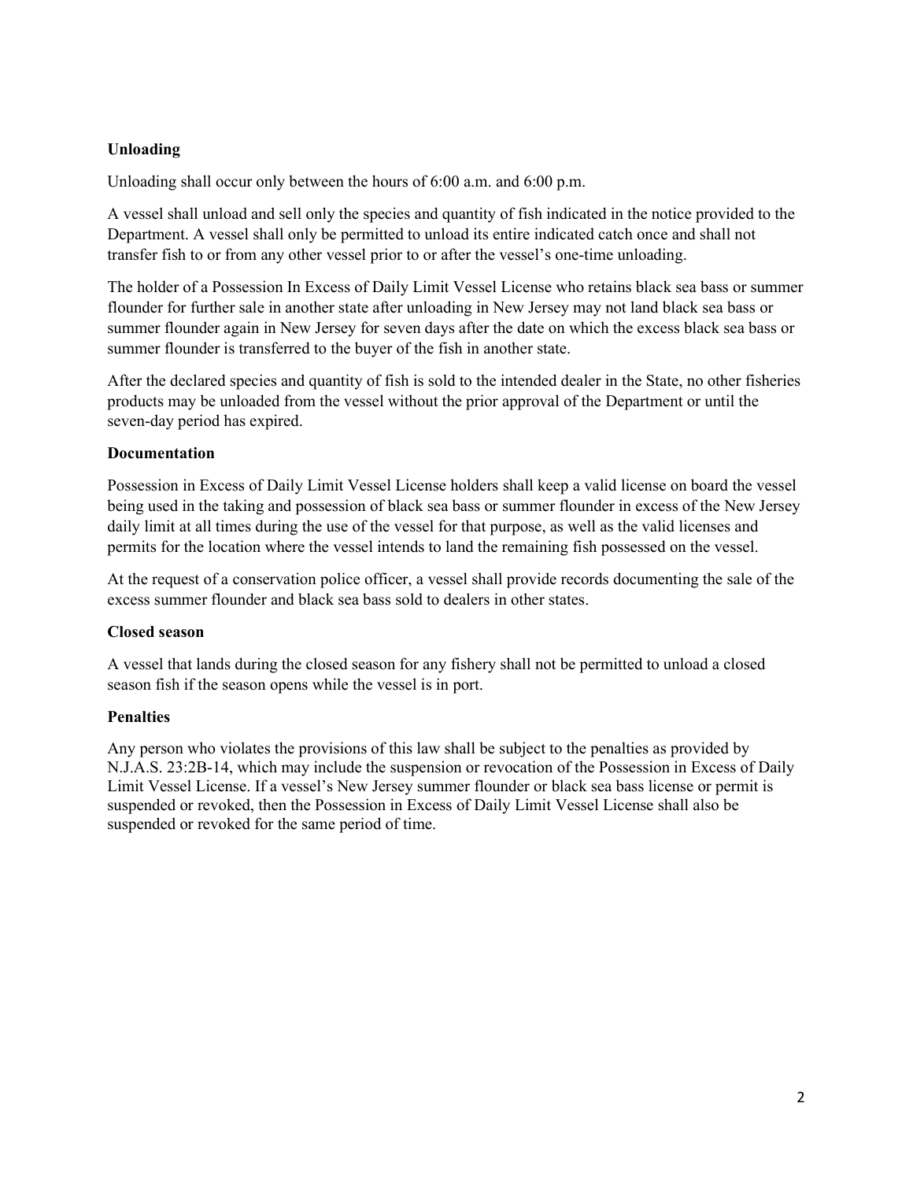**Unloading**

Unloading shall occur only between the hours of 6:00 a.m. and 6:00 p.m.

A vessel shall unload and sell only the species and quantity of fish indicated in the notice provided to the Department. A vessel shall only be permitted to unload its entire indicated catch once and shall not transfer fish to or from any other vessel prior to or after the vessel's one-time unloading.

The holder of a Possession In Excess of Daily Limit Vessel License who retains black sea bass or summer flounder for further sale in another state after unloading in New Jersey may not land black sea bass or summer flounder again in New Jersey for seven days after the date on which the excess black sea bass or summer flounder is transferred to the buyer of the fish in another state.

After the declared species and quantity of fish is sold to the intended dealer in the State, no other fisheries products may be unloaded from the vessel without the prior approval of the Department or until the seven-day period has expired.

**Documentation**

Possession in Excess of Daily Limit Vessel License holders shall keep a valid license on board the vessel being used in the taking and possession of black sea bass or summer flounder in excess of the New Jersey daily limit at all times during the use of the vessel for that purpose, as well as the valid licenses and permits for the location where the vessel intends to land the remaining fish possessed on the vessel.

At the request of a conservation police officer, a vessel shall provide records documenting the sale of the excess summer flounder and black sea bass sold to dealers in other states.

**Closed season**

A vessel that lands during the closed season for any fishery shall not be permitted to unload a closed season fish if the season opens while the vessel is in port.

**Penalties**

Any person who violates the provisions of this law shall be subject to the penalties as provided by N.J.A.S. 23:2B-14, which may include the suspension or revocation of the Possession in Excess of Daily Limit Vessel License. If a vessel's New Jersey summer flounder or black sea bass license or permit is suspended or revoked, then the Possession in Excess of Daily Limit Vessel License shall also be suspended or revoked for the same period of time.